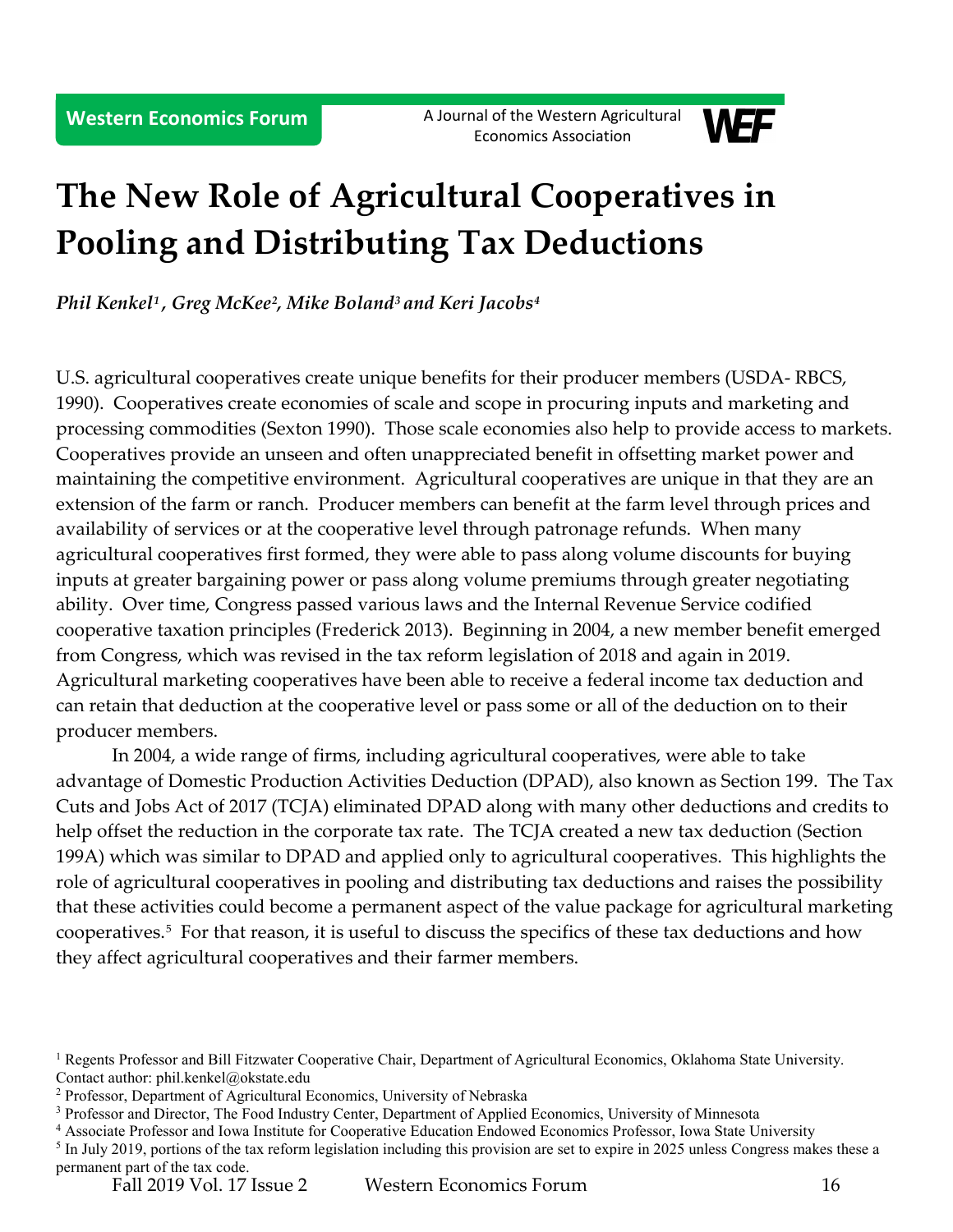# The New Role of Agricultural Cooperatives in Pooling and Distributing Tax Deductions

*Phil Kenkel[1], Greg McKee[2], Mike Boland[3] and Keri Jacobs[4]*

U.S. agricultural cooperatives create unique benefits for their producer members (USDA- RBCS, 1990). Cooperatives create economies of scale and scope in procuring inputs and marketing and processing commodities (Sexton 1990). Those scale economies also help to provide access to markets. Cooperatives provide an unseen and often unappreciated benefit in offsetting market power and maintaining the competitive environment. Agricultural cooperatives are unique in that they are an extension of the farm or ranch. Producer members can benefit at the farm level through prices and availability of services or at the cooperative level through patronage refunds. When many agricultural cooperatives first formed, they were able to pass along volume discounts for buying inputs at greater bargaining power or pass along volume premiums through greater negotiating ability. Over time, Congress passed various laws and the Internal Revenue Service codified cooperative taxation principles (Frederick 2013). Beginning in 2004, a new member benefit emerged from Congress, which was revised in the tax reform legislation of 2018 and again in 2019. Agricultural marketing cooperatives have been able to receive a federal income tax deduction and can retain that deduction at the cooperative level or pass some or all of the deduction on to their producer members.

In 2004, a wide range of firms, including agricultural cooperatives, were able to take advantage of Domestic Production Activities Deduction (DPAD), also known as Section 199. The Tax Cuts and Jobs Act of 2017 (TCJA) eliminated DPAD along with many other deductions and credits to help offset the reduction in the corporate tax rate. The TCJA created a new tax deduction (Section 199A) which was similar to DPAD and applied only to agricultural cooperatives. This highlights the role of agricultural cooperatives in pooling and distributing tax deductions and raises the possibility that these activities could become a permanent aspect of the value package for agricultural marketing cooperatives.[5] For that reason, it is useful to discuss the specifics of these tax deductions and how they affect agricultural cooperatives and their farmer members.

[1] Regents Professor and Bill Fitzwater Cooperative Chair, Department of Agricultural Economics, Oklahoma State University. Contact author: phil.kenkel@okstate.edu

[2] Professor, Department of Agricultural Economics, University of Nebraska

[3] Professor and Director, The Food Industry Center, Department of Applied Economics, University of Minnesota

[4] Associate Professor and Iowa Institute for Cooperative Education Endowed Economics Professor, Iowa State University

[5] In July 2019, portions of the tax reform legislation including this provision are set to expire in 2025 unless Congress makes these a permanent part of the tax code.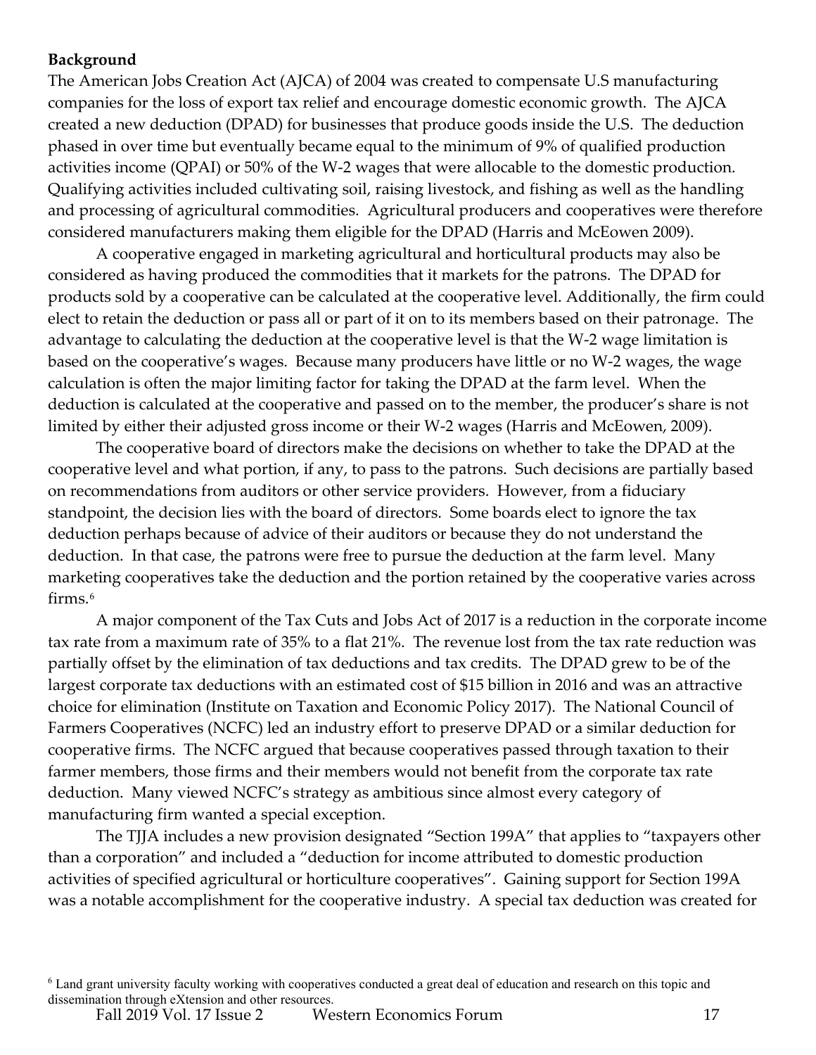**Background**

The American Jobs Creation Act (AJCA) of 2004 was created to compensate U.S manufacturing companies for the loss of export tax relief and encourage domestic economic growth. The AJCA created a new deduction (DPAD) for businesses that produce goods inside the U.S. The deduction phased in over time but eventually became equal to the minimum of 9% of qualified production activities income (QPAI) or 50% of the W-2 wages that were allocable to the domestic production. Qualifying activities included cultivating soil, raising livestock, and fishing as well as the handling and processing of agricultural commodities. Agricultural producers and cooperatives were therefore considered manufacturers making them eligible for the DPAD (Harris and McEowen 2009).

A cooperative engaged in marketing agricultural and horticultural products may also be considered as having produced the commodities that it markets for the patrons. The DPAD for products sold by a cooperative can be calculated at the cooperative level. Additionally, the firm could elect to retain the deduction or pass all or part of it on to its members based on their patronage. The advantage to calculating the deduction at the cooperative level is that the W-2 wage limitation is based on the cooperative's wages. Because many producers have little or no W-2 wages, the wage calculation is often the major limiting factor for taking the DPAD at the farm level. When the deduction is calculated at the cooperative and passed on to the member, the producer's share is not limited by either their adjusted gross income or their W-2 wages (Harris and McEowen, 2009).

The cooperative board of directors make the decisions on whether to take the DPAD at the cooperative level and what portion, if any, to pass to the patrons. Such decisions are partially based on recommendations from auditors or other service providers. However, from a fiduciary standpoint, the decision lies with the board of directors. Some boards elect to ignore the tax deduction perhaps because of advice of their auditors or because they do not understand the deduction. In that case, the patrons were free to pursue the deduction at the farm level. Many marketing cooperatives take the deduction and the portion retained by the cooperative varies across firms.[6]

A major component of the Tax Cuts and Jobs Act of 2017 is a reduction in the corporate income tax rate from a maximum rate of 35% to a flat 21%. The revenue lost from the tax rate reduction was partially offset by the elimination of tax deductions and tax credits. The DPAD grew to be of the largest corporate tax deductions with an estimated cost of $15 billion in 2016 and was an attractive choice for elimination (Institute on Taxation and Economic Policy 2017). The National Council of Farmers Cooperatives (NCFC) led an industry effort to preserve DPAD or a similar deduction for cooperative firms. The NCFC argued that because cooperatives passed through taxation to their farmer members, those firms and their members would not benefit from the corporate tax rate deduction. Many viewed NCFC's strategy as ambitious since almost every category of manufacturing firm wanted a special exception.

The TJJA includes a new provision designated "Section 199A" that applies to "taxpayers other than a corporation" and included a "deduction for income attributed to domestic production activities of specified agricultural or horticulture cooperatives". Gaining support for Section 199A was a notable accomplishment for the cooperative industry. A special tax deduction was created for

[6] Land grant university faculty working with cooperatives conducted a great deal of education and research on this topic and dissemination through eXtension and other resources.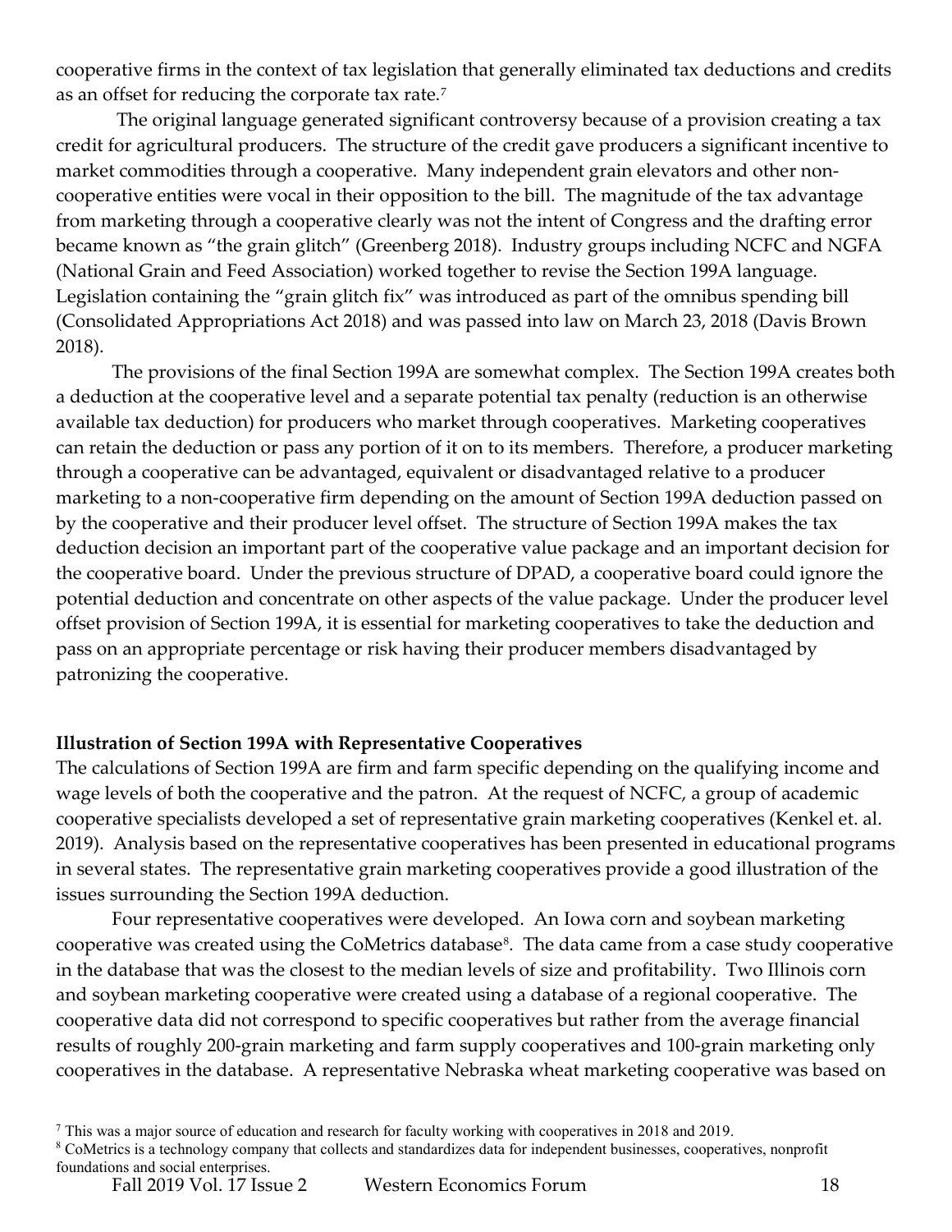cooperative firms in the context of tax legislation that generally eliminated tax deductions and credits as an offset for reducing the corporate tax rate.[7]

The original language generated significant controversy because of a provision creating a tax credit for agricultural producers. The structure of the credit gave producers a significant incentive to market commodities through a cooperative. Many independent grain elevators and other non-cooperative entities were vocal in their opposition to the bill. The magnitude of the tax advantage from marketing through a cooperative clearly was not the intent of Congress and the drafting error became known as "the grain glitch" (Greenberg 2018). Industry groups including NCFC and NGFA (National Grain and Feed Association) worked together to revise the Section 199A language. Legislation containing the "grain glitch fix" was introduced as part of the omnibus spending bill (Consolidated Appropriations Act 2018) and was passed into law on March 23, 2018 (Davis Brown 2018).

The provisions of the final Section 199A are somewhat complex. The Section 199A creates both a deduction at the cooperative level and a separate potential tax penalty (reduction is an otherwise available tax deduction) for producers who market through cooperatives. Marketing cooperatives can retain the deduction or pass any portion of it on to its members. Therefore, a producer marketing through a cooperative can be advantaged, equivalent or disadvantaged relative to a producer marketing to a non-cooperative firm depending on the amount of Section 199A deduction passed on by the cooperative and their producer level offset. The structure of Section 199A makes the tax deduction decision an important part of the cooperative value package and an important decision for the cooperative board. Under the previous structure of DPAD, a cooperative board could ignore the potential deduction and concentrate on other aspects of the value package. Under the producer level offset provision of Section 199A, it is essential for marketing cooperatives to take the deduction and pass on an appropriate percentage or risk having their producer members disadvantaged by patronizing the cooperative.

**Illustration of Section 199A with Representative Cooperatives**

The calculations of Section 199A are firm and farm specific depending on the qualifying income and wage levels of both the cooperative and the patron. At the request of NCFC, a group of academic cooperative specialists developed a set of representative grain marketing cooperatives (Kenkel et. al. 2019). Analysis based on the representative cooperatives has been presented in educational programs in several states. The representative grain marketing cooperatives provide a good illustration of the issues surrounding the Section 199A deduction.

Four representative cooperatives were developed. An Iowa corn and soybean marketing cooperative was created using the CoMetrics database[8]. The data came from a case study cooperative in the database that was the closest to the median levels of size and profitability. Two Illinois corn and soybean marketing cooperative were created using a database of a regional cooperative. The cooperative data did not correspond to specific cooperatives but rather from the average financial results of roughly 200-grain marketing and farm supply cooperatives and 100-grain marketing only cooperatives in the database. A representative Nebraska wheat marketing cooperative was based on

[7] This was a major source of education and research for faculty working with cooperatives in 2018 and 2019.

[8] CoMetrics is a technology company that collects and standardizes data for independent businesses, cooperatives, nonprofit foundations and social enterprises.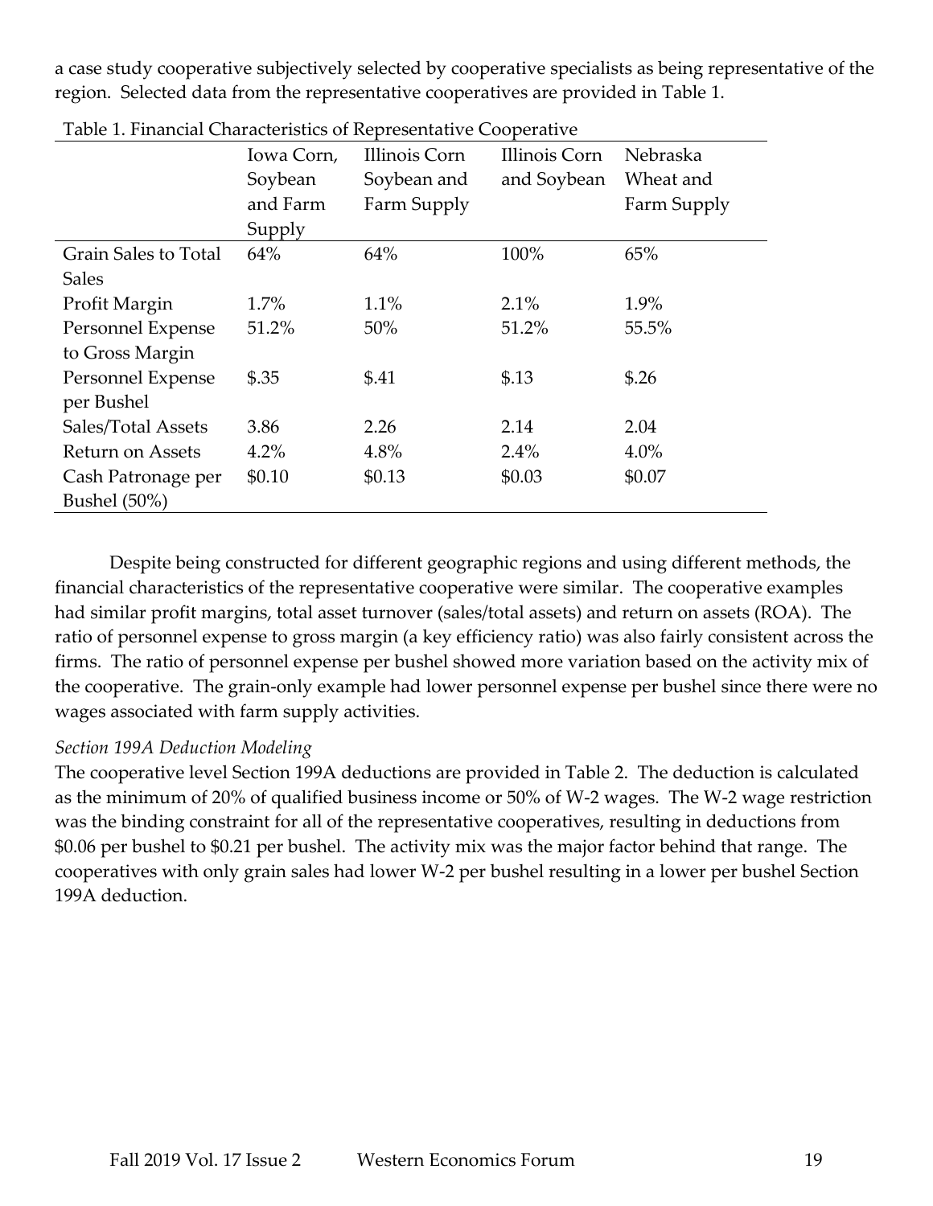a case study cooperative subjectively selected by cooperative specialists as being representative of the region. Selected data from the representative cooperatives are provided in Table 1.

Table 1. Financial Characteristics of Representative Cooperative

| | Iowa Corn, Soybean and Farm Supply | Illinois Corn Soybean and Farm Supply | Illinois Corn and Soybean | Nebraska Wheat and Farm Supply |
|---|---|---|---|---|
| Grain Sales to Total Sales | 64% | 64% | 100% | 65% |
| Profit Margin | 1.7% | 1.1% | 2.1% | 1.9% |
| Personnel Expense to Gross Margin | 51.2% | 50% | 51.2% | 55.5% |
| Personnel Expense per Bushel | $.35 | $.41 | $.13 | $.26 |
| Sales/Total Assets | 3.86 | 2.26 | 2.14 | 2.04 |
| Return on Assets | 4.2% | 4.8% | 2.4% | 4.0% |
| Cash Patronage per Bushel (50%) | $0.10 | $0.13 | $0.03 | $0.07 |

Despite being constructed for different geographic regions and using different methods, the financial characteristics of the representative cooperative were similar. The cooperative examples had similar profit margins, total asset turnover (sales/total assets) and return on assets (ROA). The ratio of personnel expense to gross margin (a key efficiency ratio) was also fairly consistent across the firms. The ratio of personnel expense per bushel showed more variation based on the activity mix of the cooperative. The grain-only example had lower personnel expense per bushel since there were no wages associated with farm supply activities.

*Section 199A Deduction Modeling*

The cooperative level Section 199A deductions are provided in Table 2. The deduction is calculated as the minimum of 20% of qualified business income or 50% of W-2 wages. The W-2 wage restriction was the binding constraint for all of the representative cooperatives, resulting in deductions from $0.06 per bushel to $0.21 per bushel. The activity mix was the major factor behind that range. The cooperatives with only grain sales had lower W-2 per bushel resulting in a lower per bushel Section 199A deduction.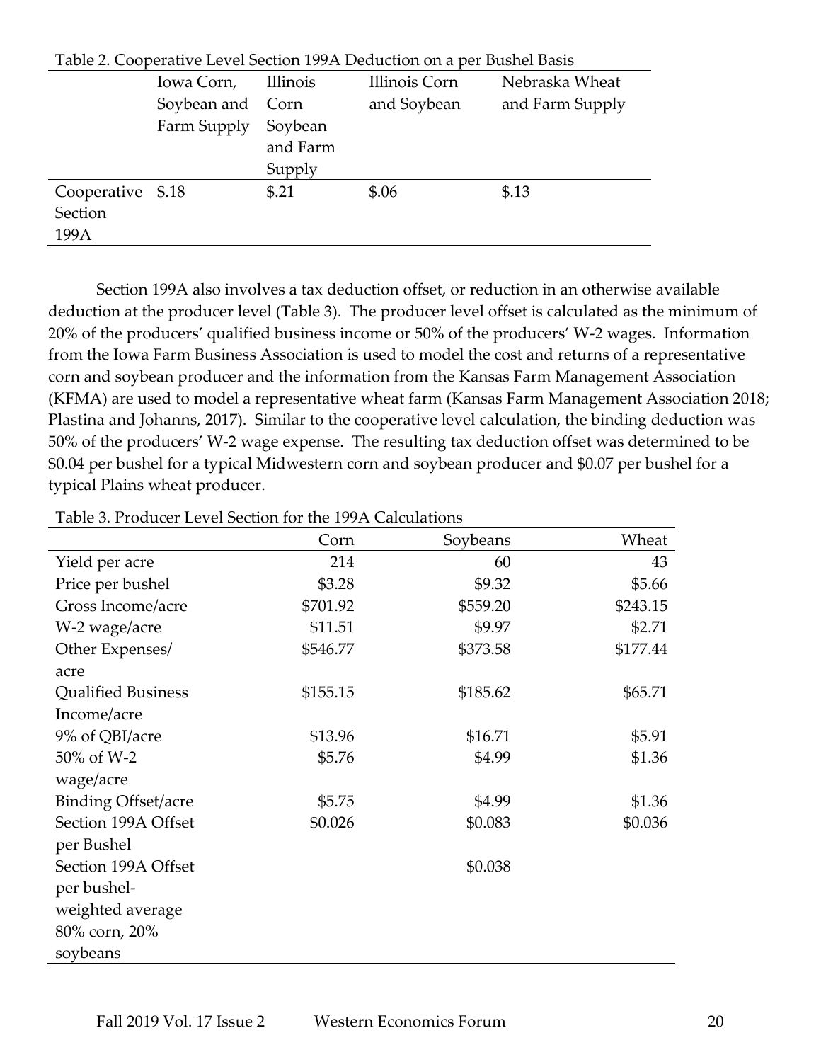Table 2. Cooperative Level Section 199A Deduction on a per Bushel Basis

| | Iowa Corn, Soybean and Farm Supply | Illinois Corn Soybean and Farm Supply | Illinois Corn and Soybean | Nebraska Wheat and Farm Supply |
|---|---|---|---|---|
| Cooperative Section 199A | $.18 | $.21 | $.06 | $.13 |

Section 199A also involves a tax deduction offset, or reduction in an otherwise available deduction at the producer level (Table 3). The producer level offset is calculated as the minimum of 20% of the producers' qualified business income or 50% of the producers' W-2 wages. Information from the Iowa Farm Business Association is used to model the cost and returns of a representative corn and soybean producer and the information from the Kansas Farm Management Association (KFMA) are used to model a representative wheat farm (Kansas Farm Management Association 2018; Plastina and Johanns, 2017). Similar to the cooperative level calculation, the binding deduction was 50% of the producers' W-2 wage expense. The resulting tax deduction offset was determined to be $0.04 per bushel for a typical Midwestern corn and soybean producer and $0.07 per bushel for a typical Plains wheat producer.

Table 3. Producer Level Section for the 199A Calculations

| | Corn | Soybeans | Wheat |
|---|---|---|---|
| Yield per acre | 214 | 60 | 43 |
| Price per bushel | $3.28 | $9.32 | $5.66 |
| Gross Income/acre | $701.92 | $559.20 | $243.15 |
| W-2 wage/acre | $11.51 | $9.97 | $2.71 |
| Other Expenses/acre | $546.77 | $373.58 | $177.44 |
| Qualified Business Income/acre | $155.15 | $185.62 | $65.71 |
| 9% of QBI/acre | $13.96 | $16.71 | $5.91 |
| 50% of W-2 wage/acre | $5.76 | $4.99 | $1.36 |
| Binding Offset/acre | $5.75 | $4.99 | $1.36 |
| Section 199A Offset per Bushel | $0.026 | $0.083 | $0.036 |
| Section 199A Offset per bushel-weighted average 80% corn, 20% soybeans | | $0.038 | |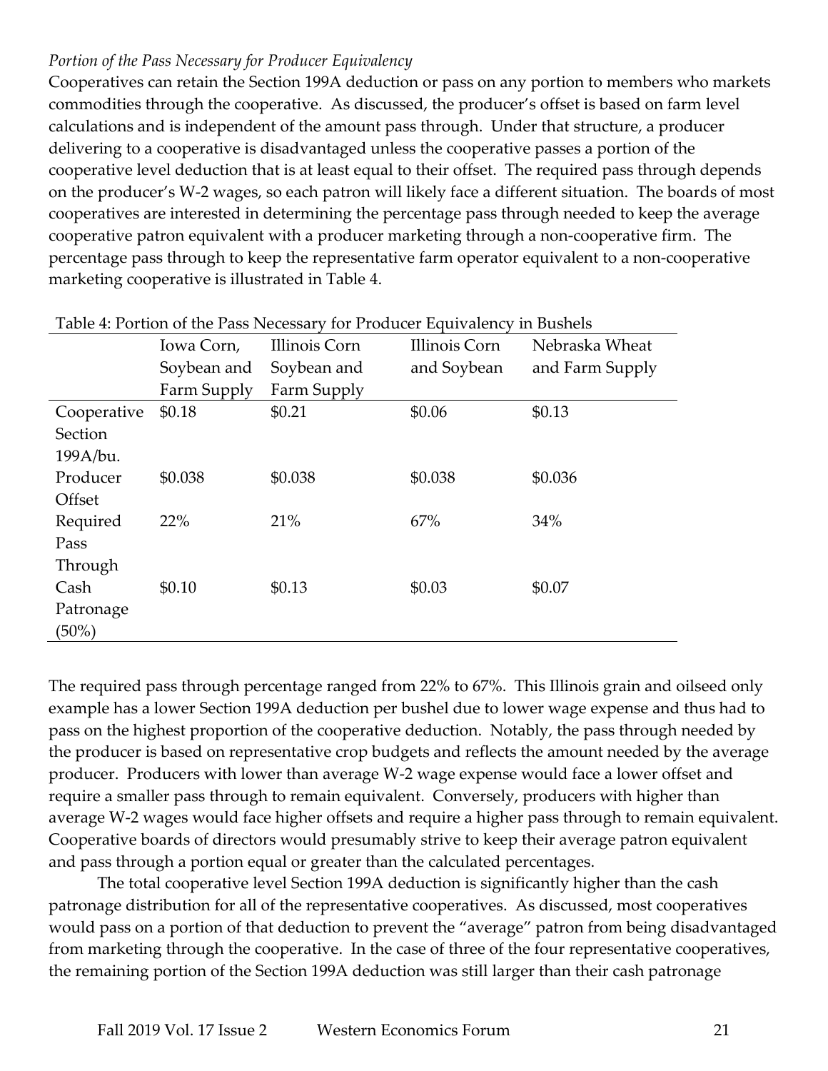*Portion of the Pass Necessary for Producer Equivalency*

Cooperatives can retain the Section 199A deduction or pass on any portion to members who markets commodities through the cooperative. As discussed, the producer's offset is based on farm level calculations and is independent of the amount pass through. Under that structure, a producer delivering to a cooperative is disadvantaged unless the cooperative passes a portion of the cooperative level deduction that is at least equal to their offset. The required pass through depends on the producer's W-2 wages, so each patron will likely face a different situation. The boards of most cooperatives are interested in determining the percentage pass through needed to keep the average cooperative patron equivalent with a producer marketing through a non-cooperative firm. The percentage pass through to keep the representative farm operator equivalent to a non-cooperative marketing cooperative is illustrated in Table 4.

Table 4: Portion of the Pass Necessary for Producer Equivalency in Bushels

| | Iowa Corn, Soybean and Farm Supply | Illinois Corn Soybean and Farm Supply | Illinois Corn and Soybean | Nebraska Wheat and Farm Supply |
|---|---|---|---|---|
| Cooperative Section 199A/bu. | $0.18 | $0.21 | $0.06 | $0.13 |
| Producer Offset | $0.038 | $0.038 | $0.038 | $0.036 |
| Required Pass Through | 22% | 21% | 67% | 34% |
| Cash Patronage (50%) | $0.10 | $0.13 | $0.03 | $0.07 |

The required pass through percentage ranged from 22% to 67%. This Illinois grain and oilseed only example has a lower Section 199A deduction per bushel due to lower wage expense and thus had to pass on the highest proportion of the cooperative deduction. Notably, the pass through needed by the producer is based on representative crop budgets and reflects the amount needed by the average producer. Producers with lower than average W-2 wage expense would face a lower offset and require a smaller pass through to remain equivalent. Conversely, producers with higher than average W-2 wages would face higher offsets and require a higher pass through to remain equivalent. Cooperative boards of directors would presumably strive to keep their average patron equivalent and pass through a portion equal or greater than the calculated percentages.

The total cooperative level Section 199A deduction is significantly higher than the cash patronage distribution for all of the representative cooperatives. As discussed, most cooperatives would pass on a portion of that deduction to prevent the "average" patron from being disadvantaged from marketing through the cooperative. In the case of three of the four representative cooperatives, the remaining portion of the Section 199A deduction was still larger than their cash patronage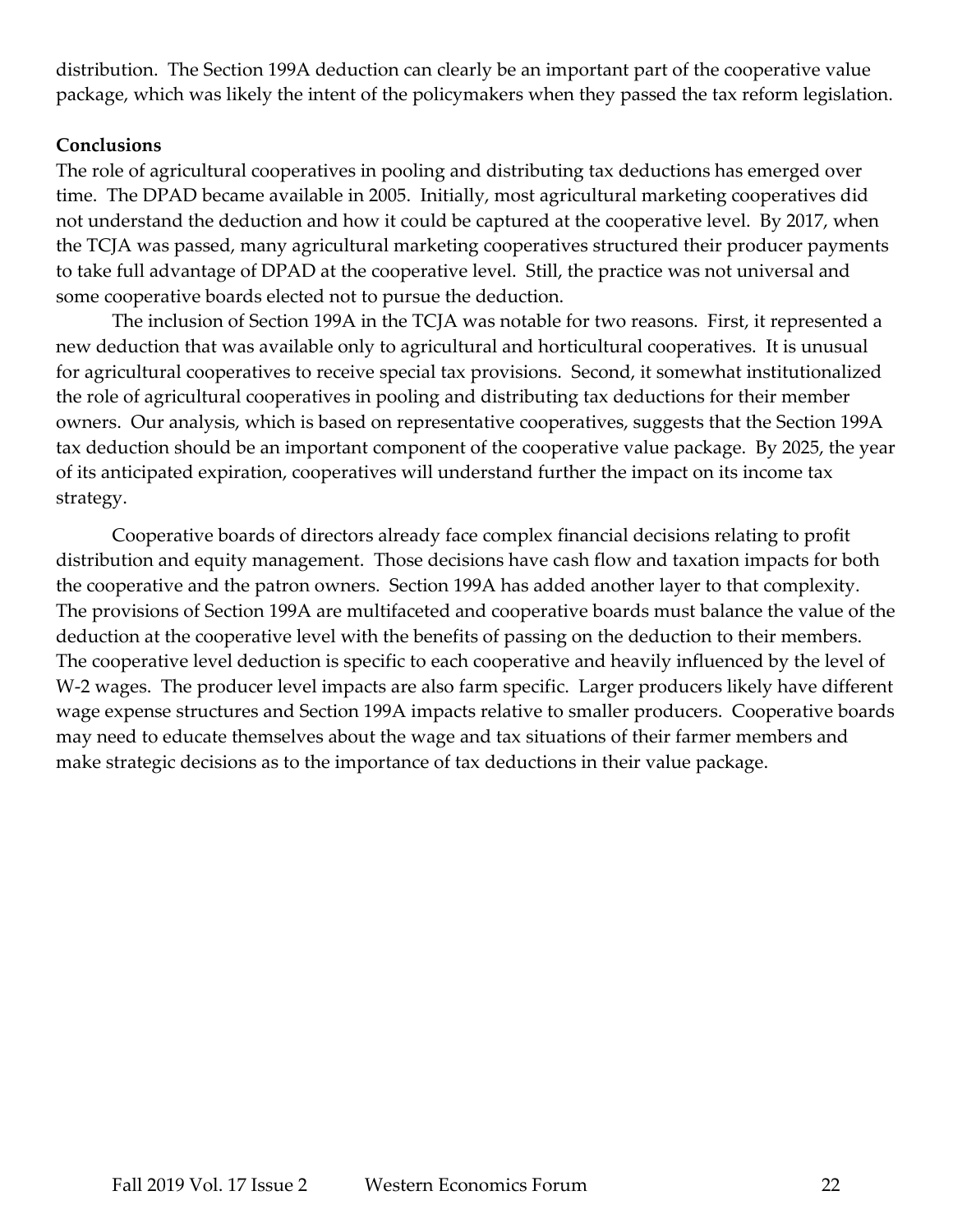distribution. The Section 199A deduction can clearly be an important part of the cooperative value package, which was likely the intent of the policymakers when they passed the tax reform legislation.

**Conclusions**

The role of agricultural cooperatives in pooling and distributing tax deductions has emerged over time. The DPAD became available in 2005. Initially, most agricultural marketing cooperatives did not understand the deduction and how it could be captured at the cooperative level. By 2017, when the TCJA was passed, many agricultural marketing cooperatives structured their producer payments to take full advantage of DPAD at the cooperative level. Still, the practice was not universal and some cooperative boards elected not to pursue the deduction.

The inclusion of Section 199A in the TCJA was notable for two reasons. First, it represented a new deduction that was available only to agricultural and horticultural cooperatives. It is unusual for agricultural cooperatives to receive special tax provisions. Second, it somewhat institutionalized the role of agricultural cooperatives in pooling and distributing tax deductions for their member owners. Our analysis, which is based on representative cooperatives, suggests that the Section 199A tax deduction should be an important component of the cooperative value package. By 2025, the year of its anticipated expiration, cooperatives will understand further the impact on its income tax strategy.

Cooperative boards of directors already face complex financial decisions relating to profit distribution and equity management. Those decisions have cash flow and taxation impacts for both the cooperative and the patron owners. Section 199A has added another layer to that complexity. The provisions of Section 199A are multifaceted and cooperative boards must balance the value of the deduction at the cooperative level with the benefits of passing on the deduction to their members. The cooperative level deduction is specific to each cooperative and heavily influenced by the level of W-2 wages. The producer level impacts are also farm specific. Larger producers likely have different wage expense structures and Section 199A impacts relative to smaller producers. Cooperative boards may need to educate themselves about the wage and tax situations of their farmer members and make strategic decisions as to the importance of tax deductions in their value package.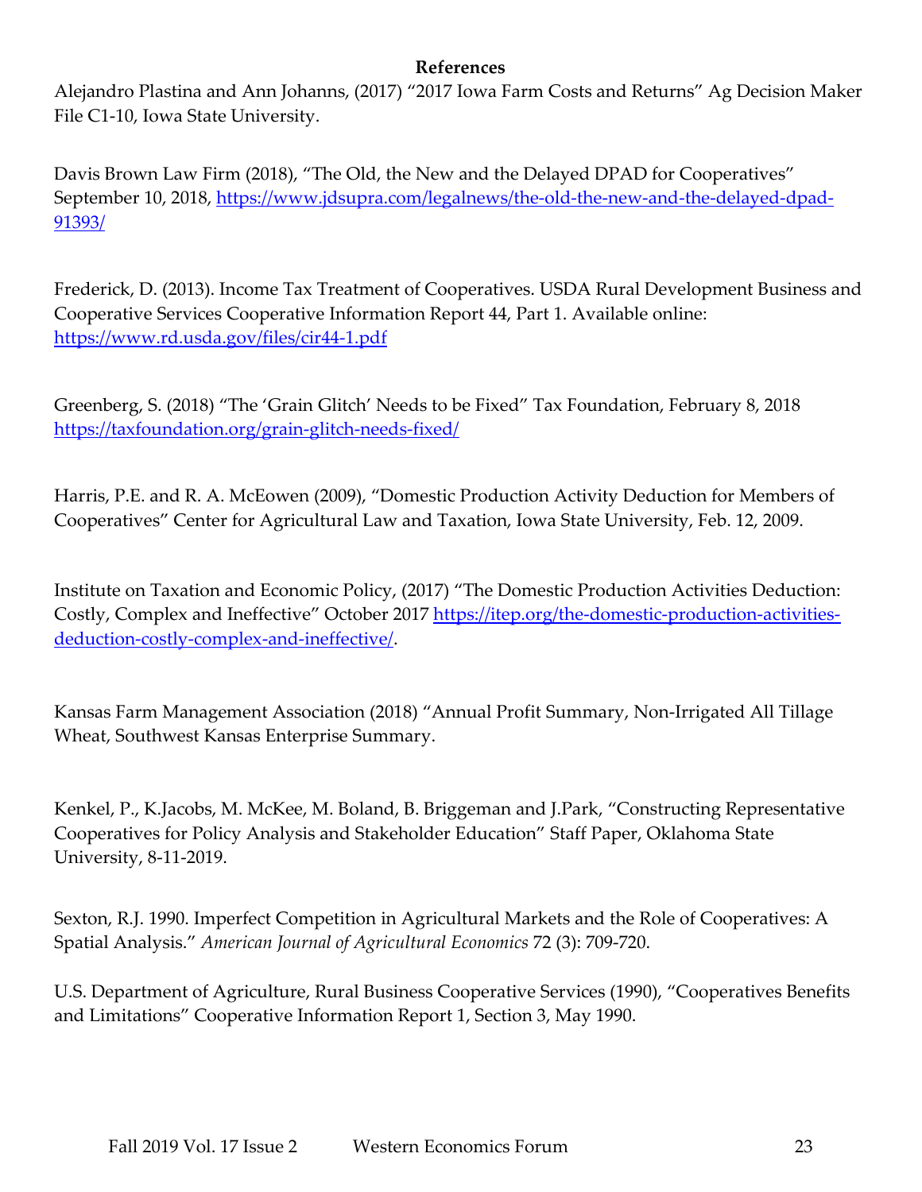**References**

Alejandro Plastina and Ann Johanns, (2017) "2017 Iowa Farm Costs and Returns" Ag Decision Maker File C1-10, Iowa State University.

Davis Brown Law Firm (2018), "The Old, the New and the Delayed DPAD for Cooperatives" September 10, 2018, https://www.jdsupra.com/legalnews/the-old-the-new-and-the-delayed-dpad-91393/

Frederick, D. (2013). Income Tax Treatment of Cooperatives. USDA Rural Development Business and Cooperative Services Cooperative Information Report 44, Part 1. Available online: https://www.rd.usda.gov/files/cir44-1.pdf

Greenberg, S. (2018) "The 'Grain Glitch' Needs to be Fixed" Tax Foundation, February 8, 2018 https://taxfoundation.org/grain-glitch-needs-fixed/

Harris, P.E. and R. A. McEowen (2009), "Domestic Production Activity Deduction for Members of Cooperatives" Center for Agricultural Law and Taxation, Iowa State University, Feb. 12, 2009.

Institute on Taxation and Economic Policy, (2017) "The Domestic Production Activities Deduction: Costly, Complex and Ineffective" October 2017 https://itep.org/the-domestic-production-activities-deduction-costly-complex-and-ineffective/.

Kansas Farm Management Association (2018) "Annual Profit Summary, Non-Irrigated All Tillage Wheat, Southwest Kansas Enterprise Summary.

Kenkel, P., K.Jacobs, M. McKee, M. Boland, B. Briggeman and J.Park, "Constructing Representative Cooperatives for Policy Analysis and Stakeholder Education" Staff Paper, Oklahoma State University, 8-11-2019.

Sexton, R.J. 1990. Imperfect Competition in Agricultural Markets and the Role of Cooperatives: A Spatial Analysis." *American Journal of Agricultural Economics* 72 (3): 709-720.

U.S. Department of Agriculture, Rural Business Cooperative Services (1990), "Cooperatives Benefits and Limitations" Cooperative Information Report 1, Section 3, May 1990.